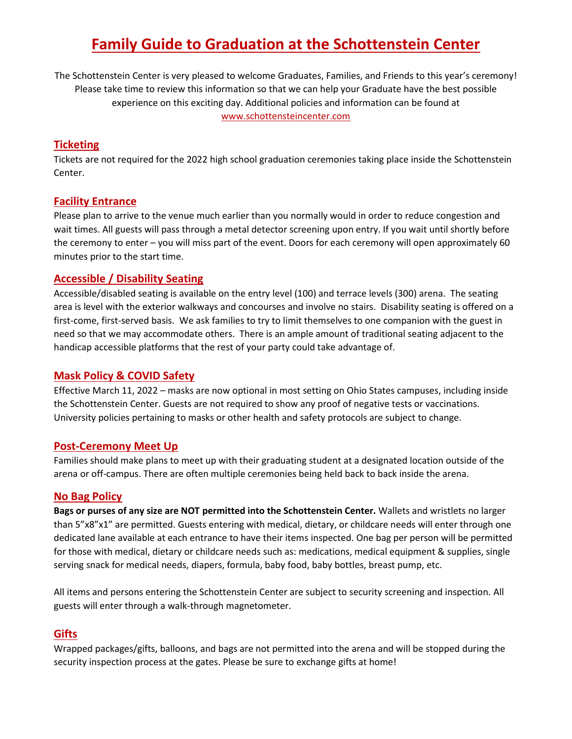# Family Guide to Graduation at the Schottenstein Center

The Schottenstein Center is very pleased to welcome Graduates, Families, and Friends to this year's ceremony! Please take time to review this information so that we can help your Graduate have the best possible experience on this exciting day. Additional policies and information can be found at www.schottensteincenter.com

## Ticketing

Tickets are not required for the 2022 high school graduation ceremonies taking place inside the Schottenstein Center.

## Facility Entrance

Please plan to arrive to the venue much earlier than you normally would in order to reduce congestion and wait times. All guests will pass through a metal detector screening upon entry. If you wait until shortly before the ceremony to enter – you will miss part of the event. Doors for each ceremony will open approximately 60 minutes prior to the start time.

## Accessible / Disability Seating

Accessible/disabled seating is available on the entry level (100) and terrace levels (300) arena. The seating area is level with the exterior walkways and concourses and involve no stairs. Disability seating is offered on a first-come, first-served basis. We ask families to try to limit themselves to one companion with the guest in need so that we may accommodate others. There is an ample amount of traditional seating adjacent to the handicap accessible platforms that the rest of your party could take advantage of.

## Mask Policy & COVID Safety

Effective March 11, 2022 – masks are now optional in most setting on Ohio States campuses, including inside the Schottenstein Center. Guests are not required to show any proof of negative tests or vaccinations. University policies pertaining to masks or other health and safety protocols are subject to change.

## Post-Ceremony Meet Up

Families should make plans to meet up with their graduating student at a designated location outside of the arena or off-campus. There are often multiple ceremonies being held back to back inside the arena.

## No Bag Policy

**Bags or purses of any size are NOT permitted into the Schottenstein Center.** Wallets and wristlets no larger than 5"x8"x1" are permitted. Guests entering with medical, dietary, or childcare needs will enter through one dedicated lane available at each entrance to have their items inspected. One bag per person will be permitted for those with medical, dietary or childcare needs such as: medications, medical equipment & supplies, single serving snack for medical needs, diapers, formula, baby food, baby bottles, breast pump, etc.

All items and persons entering the Schottenstein Center are subject to security screening and inspection. All guests will enter through a walk-through magnetometer.

## Gifts

Wrapped packages/gifts, balloons, and bags are not permitted into the arena and will be stopped during the security inspection process at the gates. Please be sure to exchange gifts at home!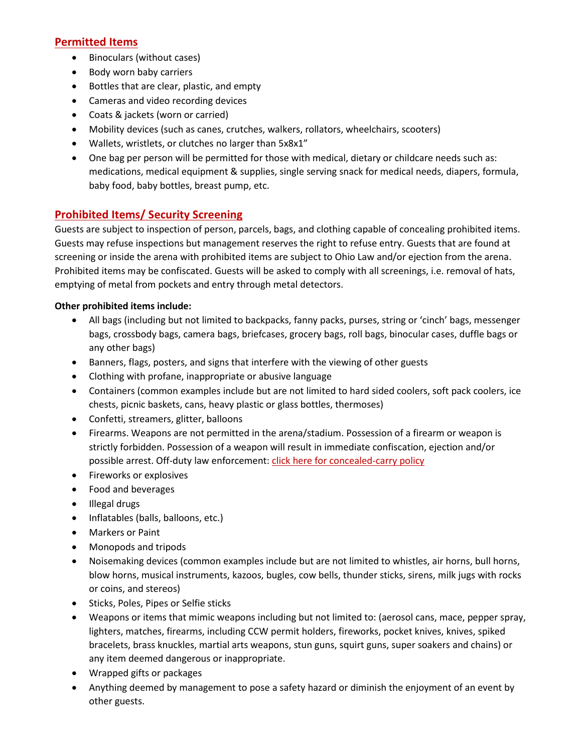## Permitted Items

- Binoculars (without cases)
- Body worn baby carriers
- Bottles that are clear, plastic, and empty
- Cameras and video recording devices
- Coats & jackets (worn or carried)
- Mobility devices (such as canes, crutches, walkers, rollators, wheelchairs, scooters)
- Wallets, wristlets, or clutches no larger than 5x8x1"
- One bag per person will be permitted for those with medical, dietary or childcare needs such as: medications, medical equipment & supplies, single serving snack for medical needs, diapers, formula, baby food, baby bottles, breast pump, etc.

## Prohibited Items/ Security Screening

Guests are subject to inspection of person, parcels, bags, and clothing capable of concealing prohibited items. Guests may refuse inspections but management reserves the right to refuse entry. Guests that are found at screening or inside the arena with prohibited items are subject to Ohio Law and/or ejection from the arena. Prohibited items may be confiscated. Guests will be asked to comply with all screenings, i.e. removal of hats, emptying of metal from pockets and entry through metal detectors.

**Other prohibited items include:**

- All bags (including but not limited to backpacks, fanny packs, purses, string or 'cinch' bags, messenger bags, crossbody bags, camera bags, briefcases, grocery bags, roll bags, binocular cases, duffle bags or any other bags)
- Banners, flags, posters, and signs that interfere with the viewing of other guests
- Clothing with profane, inappropriate or abusive language
- Containers (common examples include but are not limited to hard sided coolers, soft pack coolers, ice chests, picnic baskets, cans, heavy plastic or glass bottles, thermoses)
- Confetti, streamers, glitter, balloons
- Firearms. Weapons are not permitted in the arena/stadium. Possession of a firearm or weapon is strictly forbidden. Possession of a weapon will result in immediate confiscation, ejection and/or possible arrest. Off-duty law enforcement: click here for concealed-carry policy
- Fireworks or explosives
- Food and beverages
- Illegal drugs
- Inflatables (balls, balloons, etc.)
- Markers or Paint
- Monopods and tripods
- Noisemaking devices (common examples include but are not limited to whistles, air horns, bull horns, blow horns, musical instruments, kazoos, bugles, cow bells, thunder sticks, sirens, milk jugs with rocks or coins, and stereos)
- Sticks, Poles, Pipes or Selfie sticks
- Weapons or items that mimic weapons including but not limited to: (aerosol cans, mace, pepper spray, lighters, matches, firearms, including CCW permit holders, fireworks, pocket knives, knives, spiked bracelets, brass knuckles, martial arts weapons, stun guns, squirt guns, super soakers and chains) or any item deemed dangerous or inappropriate.
- Wrapped gifts or packages
- Anything deemed by management to pose a safety hazard or diminish the enjoyment of an event by other guests.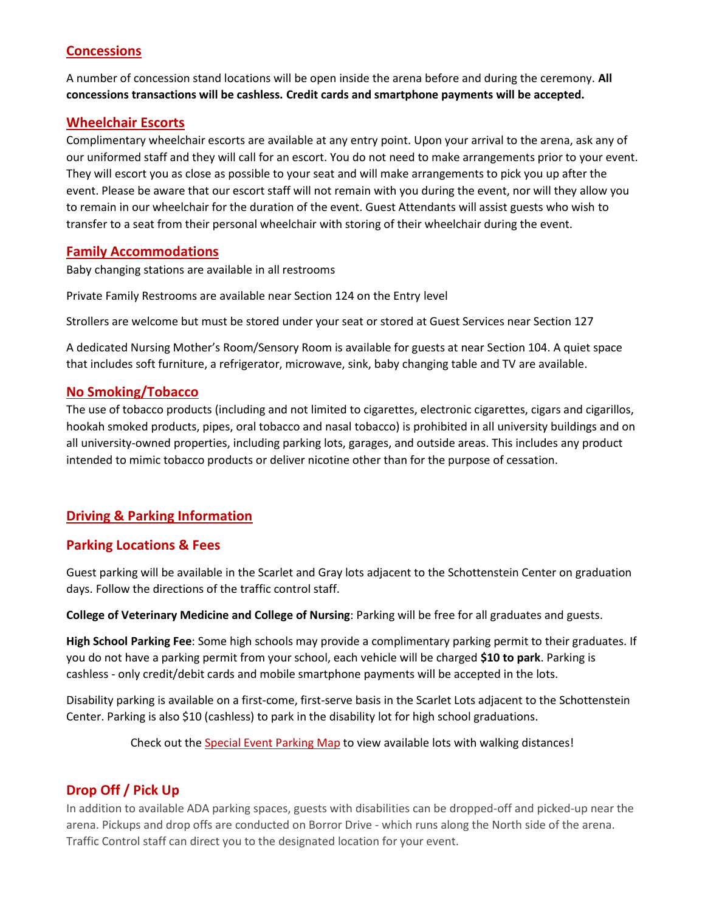## Concessions

A number of concession stand locations will be open inside the arena before and during the ceremony. **All concessions transactions will be cashless. Credit cards and smartphone payments will be accepted.**

## Wheelchair Escorts

Complimentary wheelchair escorts are available at any entry point. Upon your arrival to the arena, ask any of our uniformed staff and they will call for an escort. You do not need to make arrangements prior to your event. They will escort you as close as possible to your seat and will make arrangements to pick you up after the event. Please be aware that our escort staff will not remain with you during the event, nor will they allow you to remain in our wheelchair for the duration of the event. Guest Attendants will assist guests who wish to transfer to a seat from their personal wheelchair with storing of their wheelchair during the event.

## Family Accommodations

Baby changing stations are available in all restrooms

Private Family Restrooms are available near Section 124 on the Entry level

Strollers are welcome but must be stored under your seat or stored at Guest Services near Section 127

A dedicated Nursing Mother's Room/Sensory Room is available for guests at near Section 104. A quiet space that includes soft furniture, a refrigerator, microwave, sink, baby changing table and TV are available.

## No Smoking/Tobacco

The use of tobacco products (including and not limited to cigarettes, electronic cigarettes, cigars and cigarillos, hookah smoked products, pipes, oral tobacco and nasal tobacco) is prohibited in all university buildings and on all university-owned properties, including parking lots, garages, and outside areas. This includes any product intended to mimic tobacco products or deliver nicotine other than for the purpose of cessation.

## Driving & Parking Information

### Parking Locations & Fees

Guest parking will be available in the Scarlet and Gray lots adjacent to the Schottenstein Center on graduation days. Follow the directions of the traffic control staff.

**College of Veterinary Medicine and College of Nursing**: Parking will be free for all graduates and guests.

**High School Parking Fee**: Some high schools may provide a complimentary parking permit to their graduates. If you do not have a parking permit from your school, each vehicle will be charged **$10 to park**. Parking is cashless - only credit/debit cards and mobile smartphone payments will be accepted in the lots.

Disability parking is available on a first-come, first-serve basis in the Scarlet Lots adjacent to the Schottenstein Center. Parking is also $10 (cashless) to park in the disability lot for high school graduations.

Check out the Special Event Parking Map to view available lots with walking distances!

### Drop Off / Pick Up

In addition to available ADA parking spaces, guests with disabilities can be dropped-off and picked-up near the arena. Pickups and drop offs are conducted on Borror Drive - which runs along the North side of the arena. Traffic Control staff can direct you to the designated location for your event.